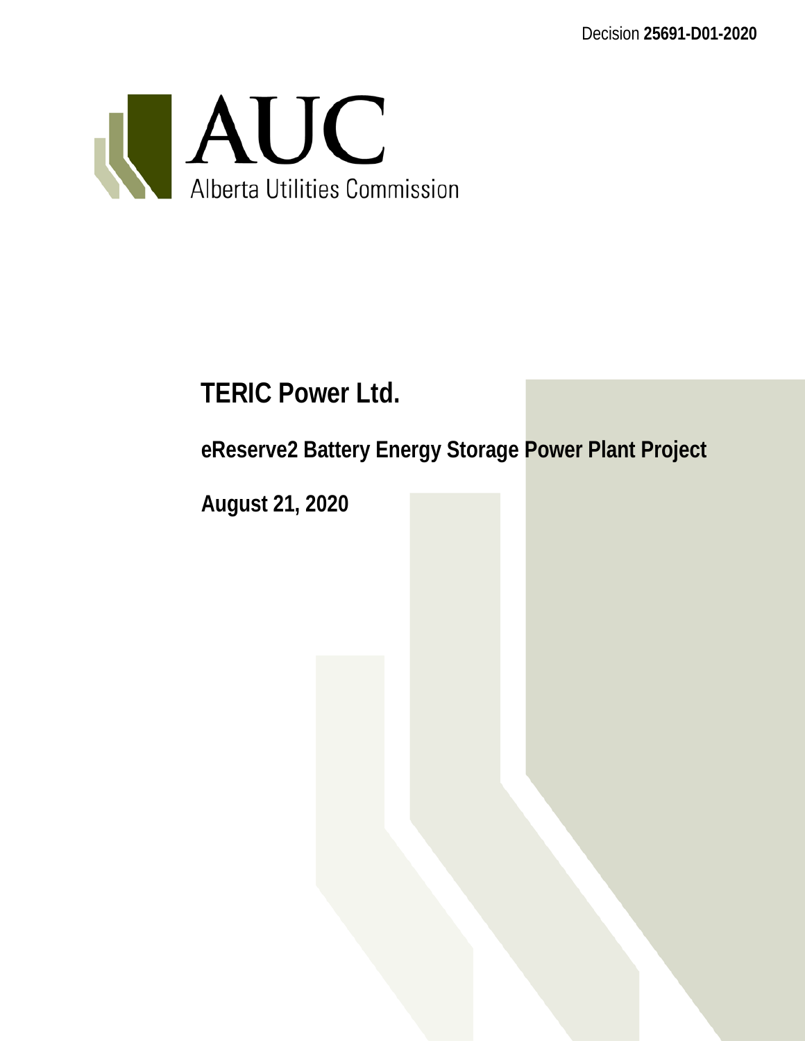Decision **25691-D01-2020**

AUC
Alberta Utilities Commission

# TERIC Power Ltd.

## eReserve2 Battery Energy Storage Power Plant Project

## August 21, 2020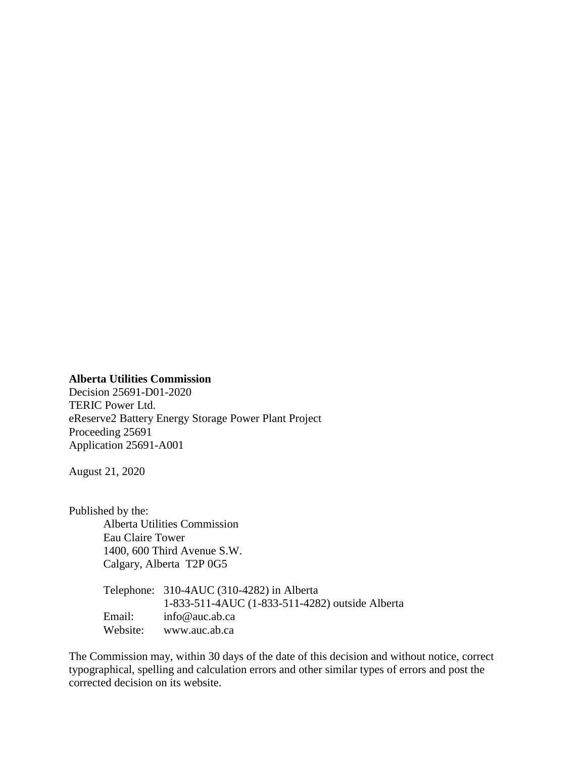**Alberta Utilities Commission**
Decision 25691-D01-2020
TERIC Power Ltd.
eReserve2 Battery Energy Storage Power Plant Project
Proceeding 25691
Application 25691-A001

August 21, 2020

Published by the:

Alberta Utilities Commission
Eau Claire Tower
1400, 600 Third Avenue S.W.
Calgary, Alberta T2P 0G5

Telephone: 310-4AUC (310-4282) in Alberta
1-833-511-4AUC (1-833-511-4282) outside Alberta
Email: info@auc.ab.ca
Website: www.auc.ab.ca

The Commission may, within 30 days of the date of this decision and without notice, correct typographical, spelling and calculation errors and other similar types of errors and post the corrected decision on its website.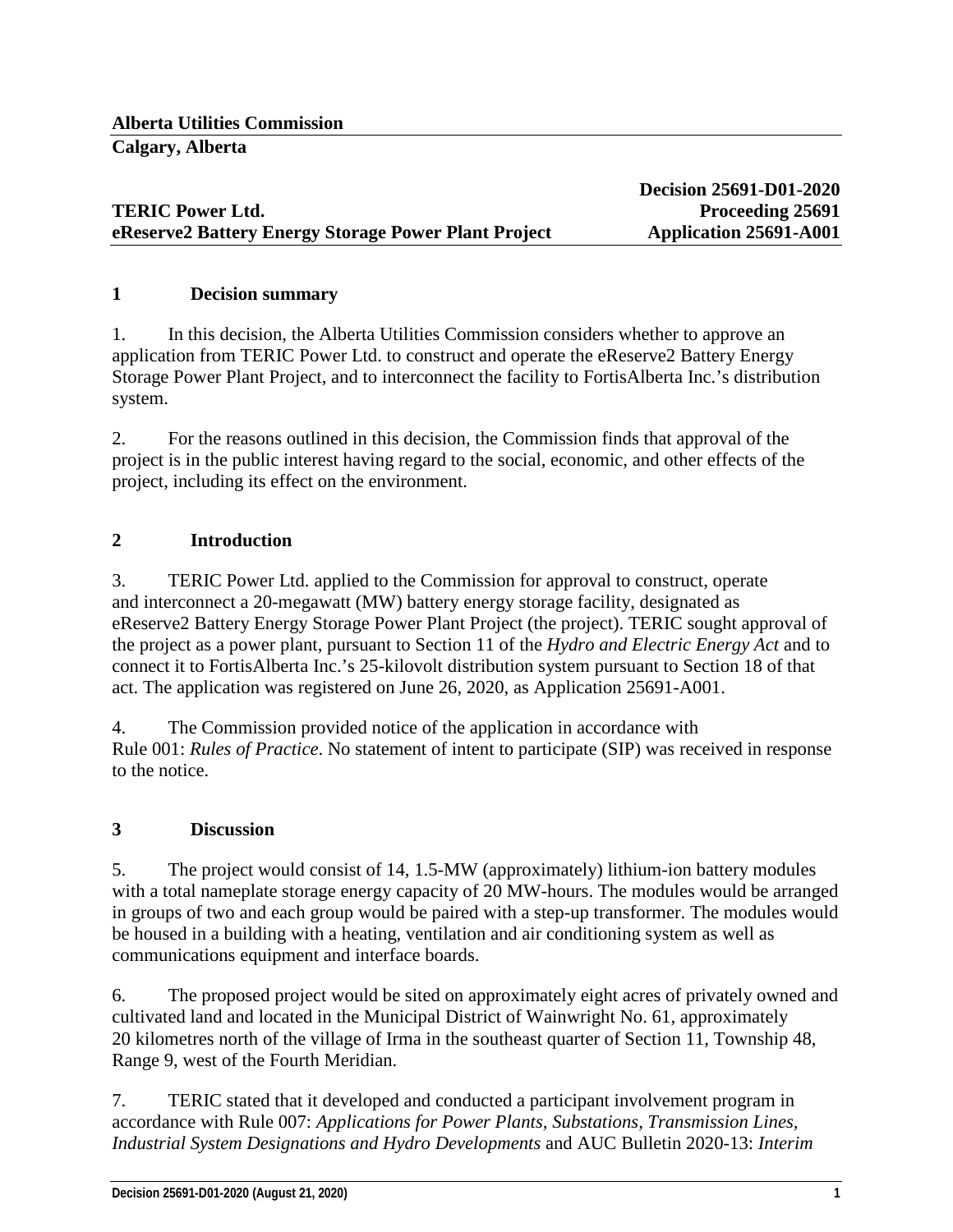**Alberta Utilities Commission**
**Calgary, Alberta**

**Decision 25691-D01-2020**

**TERIC Power Ltd.** **Proceeding 25691**

**eReserve2 Battery Energy Storage Power Plant Project** **Application 25691-A001**

## 1 Decision summary

1. In this decision, the Alberta Utilities Commission considers whether to approve an application from TERIC Power Ltd. to construct and operate the eReserve2 Battery Energy Storage Power Plant Project, and to interconnect the facility to FortisAlberta Inc.'s distribution system.

2. For the reasons outlined in this decision, the Commission finds that approval of the project is in the public interest having regard to the social, economic, and other effects of the project, including its effect on the environment.

## 2 Introduction

3. TERIC Power Ltd. applied to the Commission for approval to construct, operate and interconnect a 20-megawatt (MW) battery energy storage facility, designated as eReserve2 Battery Energy Storage Power Plant Project (the project). TERIC sought approval of the project as a power plant, pursuant to Section 11 of the *Hydro and Electric Energy Act* and to connect it to FortisAlberta Inc.'s 25-kilovolt distribution system pursuant to Section 18 of that act. The application was registered on June 26, 2020, as Application 25691-A001.

4. The Commission provided notice of the application in accordance with Rule 001: *Rules of Practice*. No statement of intent to participate (SIP) was received in response to the notice.

## 3 Discussion

5. The project would consist of 14, 1.5-MW (approximately) lithium-ion battery modules with a total nameplate storage energy capacity of 20 MW-hours. The modules would be arranged in groups of two and each group would be paired with a step-up transformer. The modules would be housed in a building with a heating, ventilation and air conditioning system as well as communications equipment and interface boards.

6. The proposed project would be sited on approximately eight acres of privately owned and cultivated land and located in the Municipal District of Wainwright No. 61, approximately 20 kilometres north of the village of Irma in the southeast quarter of Section 11, Township 48, Range 9, west of the Fourth Meridian.

7. TERIC stated that it developed and conducted a participant involvement program in accordance with Rule 007: *Applications for Power Plants, Substations, Transmission Lines, Industrial System Designations and Hydro Developments* and AUC Bulletin 2020-13: *Interim*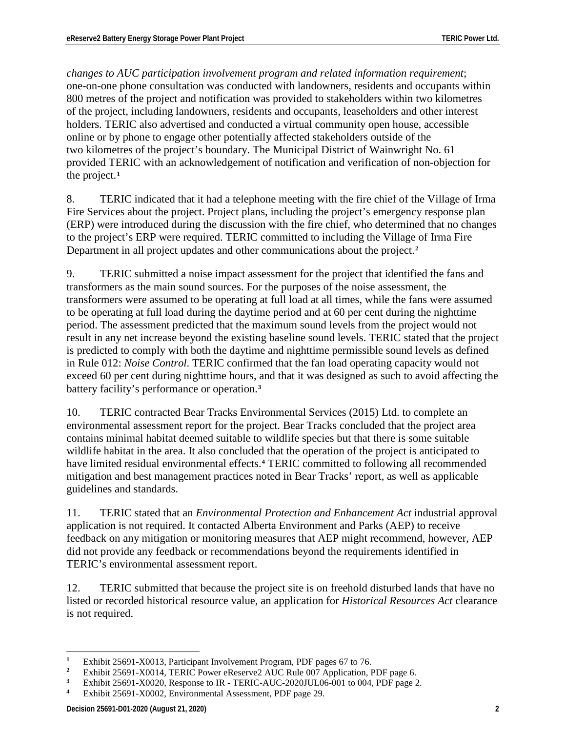*changes to AUC participation involvement program and related information requirement*; one-on-one phone consultation was conducted with landowners, residents and occupants within 800 metres of the project and notification was provided to stakeholders within two kilometres of the project, including landowners, residents and occupants, leaseholders and other interest holders. TERIC also advertised and conducted a virtual community open house, accessible online or by phone to engage other potentially affected stakeholders outside of the two kilometres of the project's boundary. The Municipal District of Wainwright No. 61 provided TERIC with an acknowledgement of notification and verification of non-objection for the project.[1]

8. TERIC indicated that it had a telephone meeting with the fire chief of the Village of Irma Fire Services about the project. Project plans, including the project's emergency response plan (ERP) were introduced during the discussion with the fire chief, who determined that no changes to the project's ERP were required. TERIC committed to including the Village of Irma Fire Department in all project updates and other communications about the project.[2]

9. TERIC submitted a noise impact assessment for the project that identified the fans and transformers as the main sound sources. For the purposes of the noise assessment, the transformers were assumed to be operating at full load at all times, while the fans were assumed to be operating at full load during the daytime period and at 60 per cent during the nighttime period. The assessment predicted that the maximum sound levels from the project would not result in any net increase beyond the existing baseline sound levels. TERIC stated that the project is predicted to comply with both the daytime and nighttime permissible sound levels as defined in Rule 012: *Noise Control*. TERIC confirmed that the fan load operating capacity would not exceed 60 per cent during nighttime hours, and that it was designed as such to avoid affecting the battery facility's performance or operation.[3]

10. TERIC contracted Bear Tracks Environmental Services (2015) Ltd. to complete an environmental assessment report for the project. Bear Tracks concluded that the project area contains minimal habitat deemed suitable to wildlife species but that there is some suitable wildlife habitat in the area. It also concluded that the operation of the project is anticipated to have limited residual environmental effects.[4] TERIC committed to following all recommended mitigation and best management practices noted in Bear Tracks' report, as well as applicable guidelines and standards.

11. TERIC stated that an *Environmental Protection and Enhancement Act* industrial approval application is not required. It contacted Alberta Environment and Parks (AEP) to receive feedback on any mitigation or monitoring measures that AEP might recommend, however, AEP did not provide any feedback or recommendations beyond the requirements identified in TERIC's environmental assessment report.

12. TERIC submitted that because the project site is on freehold disturbed lands that have no listed or recorded historical resource value, an application for *Historical Resources Act* clearance is not required.

---

[1] Exhibit 25691-X0013, Participant Involvement Program, PDF pages 67 to 76.

[2] Exhibit 25691-X0014, TERIC Power eReserve2 AUC Rule 007 Application, PDF page 6.

[3] Exhibit 25691-X0020, Response to IR - TERIC-AUC-2020JUL06-001 to 004, PDF page 2.

[4] Exhibit 25691-X0002, Environmental Assessment, PDF page 29.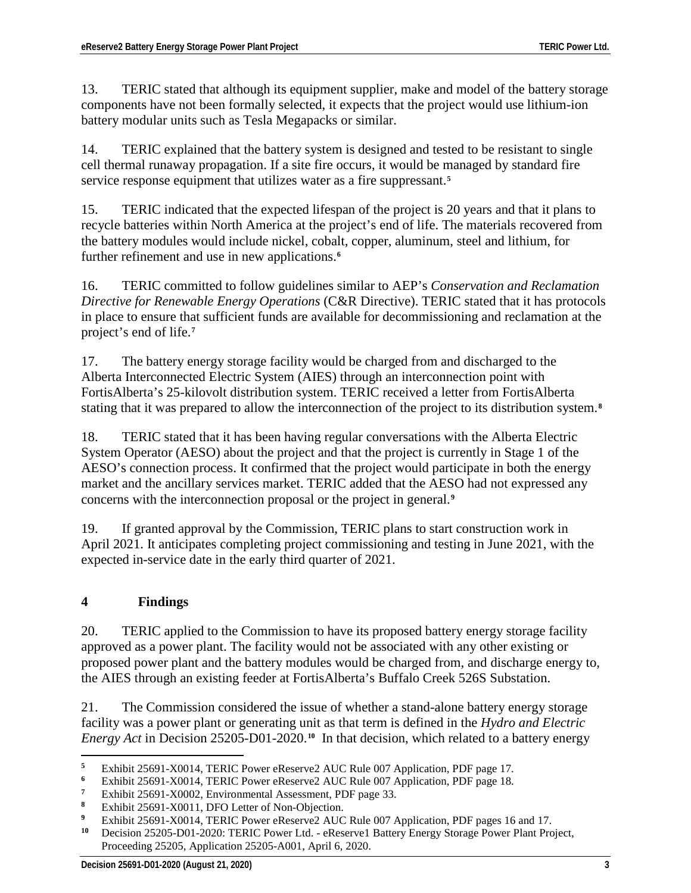13. TERIC stated that although its equipment supplier, make and model of the battery storage components have not been formally selected, it expects that the project would use lithium-ion battery modular units such as Tesla Megapacks or similar.

14. TERIC explained that the battery system is designed and tested to be resistant to single cell thermal runaway propagation. If a site fire occurs, it would be managed by standard fire service response equipment that utilizes water as a fire suppressant.[5]

15. TERIC indicated that the expected lifespan of the project is 20 years and that it plans to recycle batteries within North America at the project's end of life. The materials recovered from the battery modules would include nickel, cobalt, copper, aluminum, steel and lithium, for further refinement and use in new applications.[6]

16. TERIC committed to follow guidelines similar to AEP's *Conservation and Reclamation Directive for Renewable Energy Operations* (C&R Directive). TERIC stated that it has protocols in place to ensure that sufficient funds are available for decommissioning and reclamation at the project's end of life.[7]

17. The battery energy storage facility would be charged from and discharged to the Alberta Interconnected Electric System (AIES) through an interconnection point with FortisAlberta's 25-kilovolt distribution system. TERIC received a letter from FortisAlberta stating that it was prepared to allow the interconnection of the project to its distribution system.[8]

18. TERIC stated that it has been having regular conversations with the Alberta Electric System Operator (AESO) about the project and that the project is currently in Stage 1 of the AESO's connection process. It confirmed that the project would participate in both the energy market and the ancillary services market. TERIC added that the AESO had not expressed any concerns with the interconnection proposal or the project in general.[9]

19. If granted approval by the Commission, TERIC plans to start construction work in April 2021. It anticipates completing project commissioning and testing in June 2021, with the expected in-service date in the early third quarter of 2021.

## 4 Findings

20. TERIC applied to the Commission to have its proposed battery energy storage facility approved as a power plant. The facility would not be associated with any other existing or proposed power plant and the battery modules would be charged from, and discharge energy to, the AIES through an existing feeder at FortisAlberta's Buffalo Creek 526S Substation.

21. The Commission considered the issue of whether a stand-alone battery energy storage facility was a power plant or generating unit as that term is defined in the *Hydro and Electric Energy Act* in Decision 25205-D01-2020.[10] In that decision, which related to a battery energy

---

[5] Exhibit 25691-X0014, TERIC Power eReserve2 AUC Rule 007 Application, PDF page 17.

[6] Exhibit 25691-X0014, TERIC Power eReserve2 AUC Rule 007 Application, PDF page 18.

[7] Exhibit 25691-X0002, Environmental Assessment, PDF page 33.

[8] Exhibit 25691-X0011, DFO Letter of Non-Objection.

[9] Exhibit 25691-X0014, TERIC Power eReserve2 AUC Rule 007 Application, PDF pages 16 and 17.

[10] Decision 25205-D01-2020: TERIC Power Ltd. - eReserve1 Battery Energy Storage Power Plant Project, Proceeding 25205, Application 25205-A001, April 6, 2020.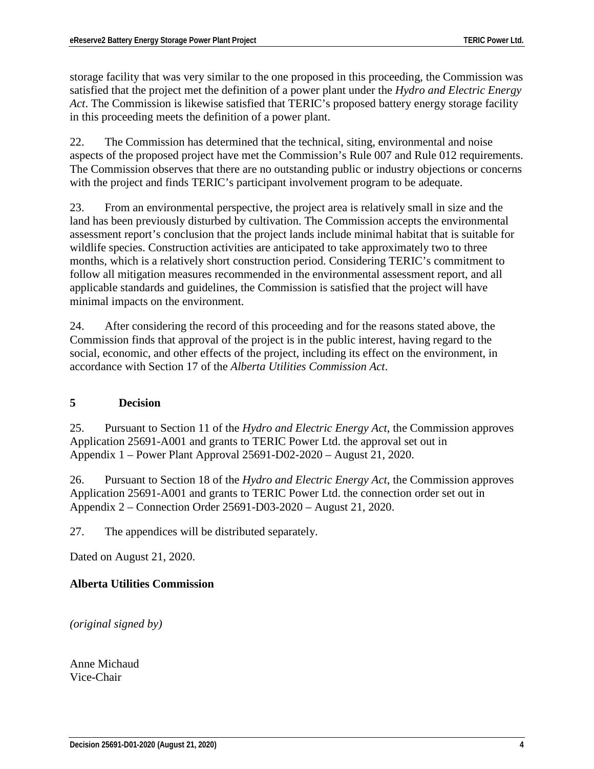storage facility that was very similar to the one proposed in this proceeding, the Commission was satisfied that the project met the definition of a power plant under the *Hydro and Electric Energy Act*. The Commission is likewise satisfied that TERIC's proposed battery energy storage facility in this proceeding meets the definition of a power plant.

22. The Commission has determined that the technical, siting, environmental and noise aspects of the proposed project have met the Commission's Rule 007 and Rule 012 requirements. The Commission observes that there are no outstanding public or industry objections or concerns with the project and finds TERIC's participant involvement program to be adequate.

23. From an environmental perspective, the project area is relatively small in size and the land has been previously disturbed by cultivation. The Commission accepts the environmental assessment report's conclusion that the project lands include minimal habitat that is suitable for wildlife species. Construction activities are anticipated to take approximately two to three months, which is a relatively short construction period. Considering TERIC's commitment to follow all mitigation measures recommended in the environmental assessment report, and all applicable standards and guidelines, the Commission is satisfied that the project will have minimal impacts on the environment.

24. After considering the record of this proceeding and for the reasons stated above, the Commission finds that approval of the project is in the public interest, having regard to the social, economic, and other effects of the project, including its effect on the environment, in accordance with Section 17 of the *Alberta Utilities Commission Act*.

## 5 Decision

25. Pursuant to Section 11 of the *Hydro and Electric Energy Act*, the Commission approves Application 25691-A001 and grants to TERIC Power Ltd. the approval set out in Appendix 1 – Power Plant Approval 25691-D02-2020 – August 21, 2020.

26. Pursuant to Section 18 of the *Hydro and Electric Energy Act*, the Commission approves Application 25691-A001 and grants to TERIC Power Ltd. the connection order set out in Appendix 2 – Connection Order 25691-D03-2020 – August 21, 2020.

27. The appendices will be distributed separately.

Dated on August 21, 2020.

**Alberta Utilities Commission**

*(original signed by)*

Anne Michaud
Vice-Chair